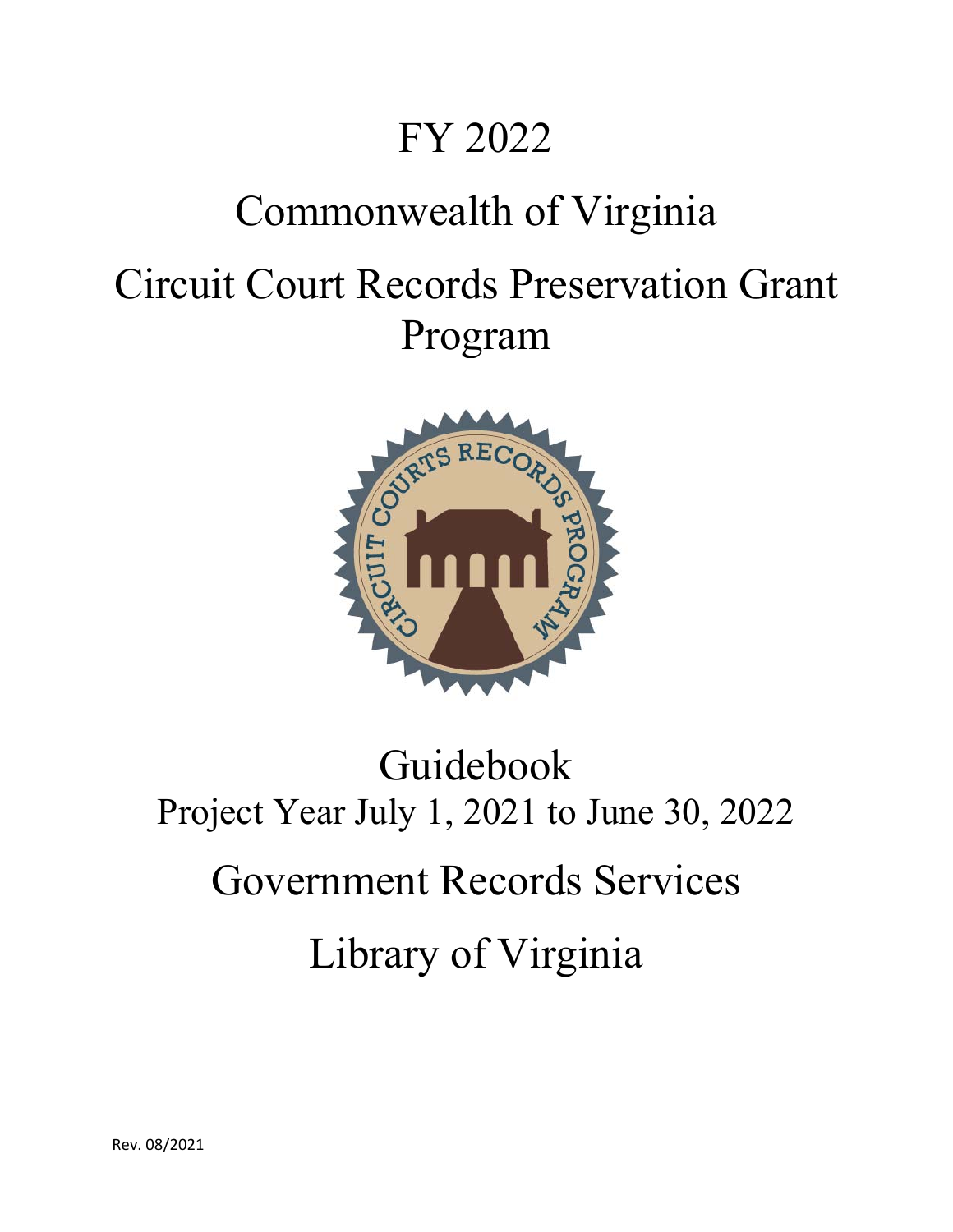# FY 2022

# Commonwealth of Virginia

# Circuit Court Records Preservation Grant Program

# Guidebook

## Project Year July 1, 2021 to June 30, 2022

# Government Records Services

# Library of Virginia

Rev. 08/2021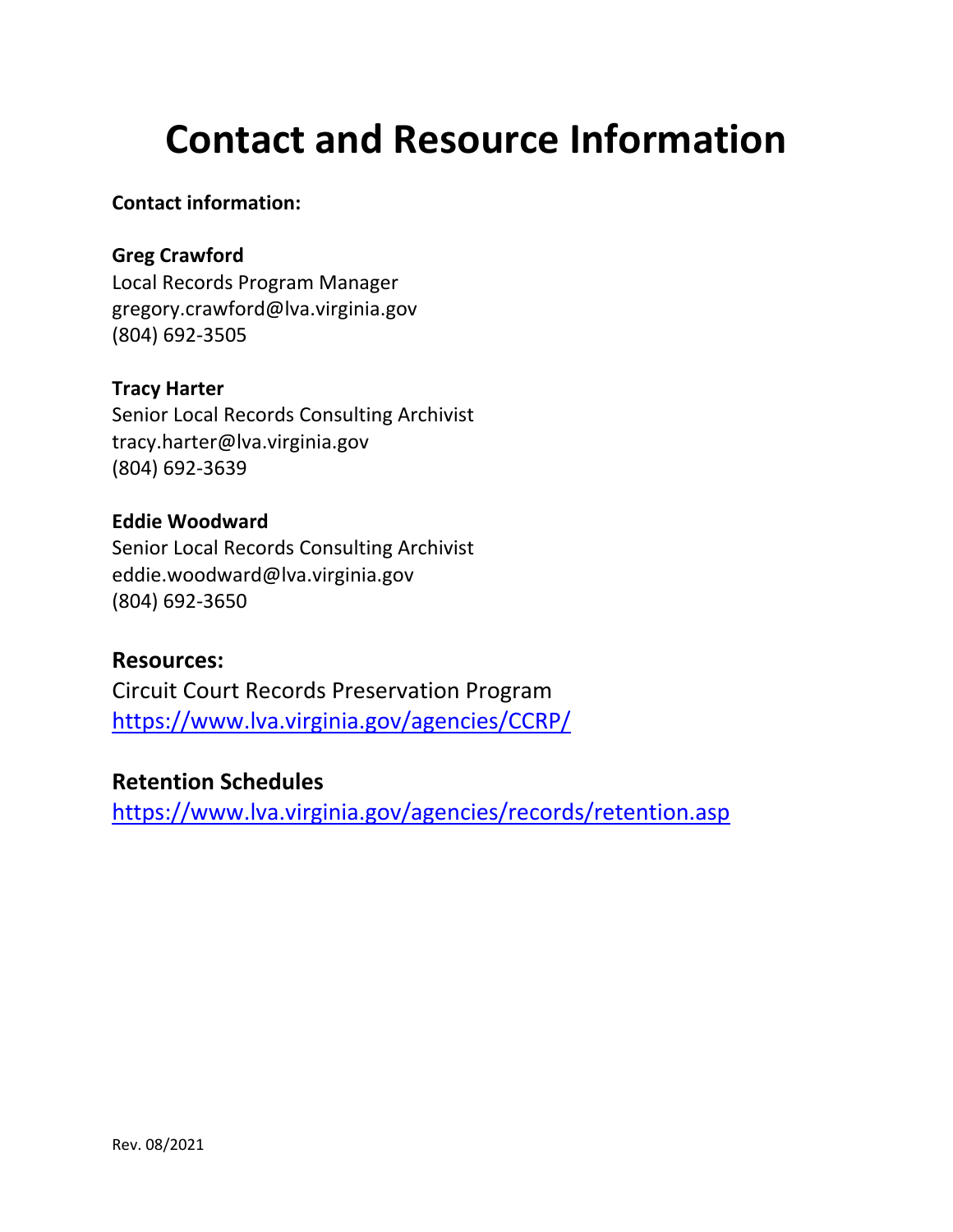# Contact and Resource Information

**Contact information:**

**Greg Crawford**
Local Records Program Manager
gregory.crawford@lva.virginia.gov
(804) 692-3505

**Tracy Harter**
Senior Local Records Consulting Archivist
tracy.harter@lva.virginia.gov
(804) 692-3639

**Eddie Woodward**
Senior Local Records Consulting Archivist
eddie.woodward@lva.virginia.gov
(804) 692-3650

## Resources:

Circuit Court Records Preservation Program
[https://www.lva.virginia.gov/agencies/CCRP/](https://www.lva.virginia.gov/agencies/CCRP/)

## Retention Schedules

[https://www.lva.virginia.gov/agencies/records/retention.asp](https://www.lva.virginia.gov/agencies/records/retention.asp)

Rev. 08/2021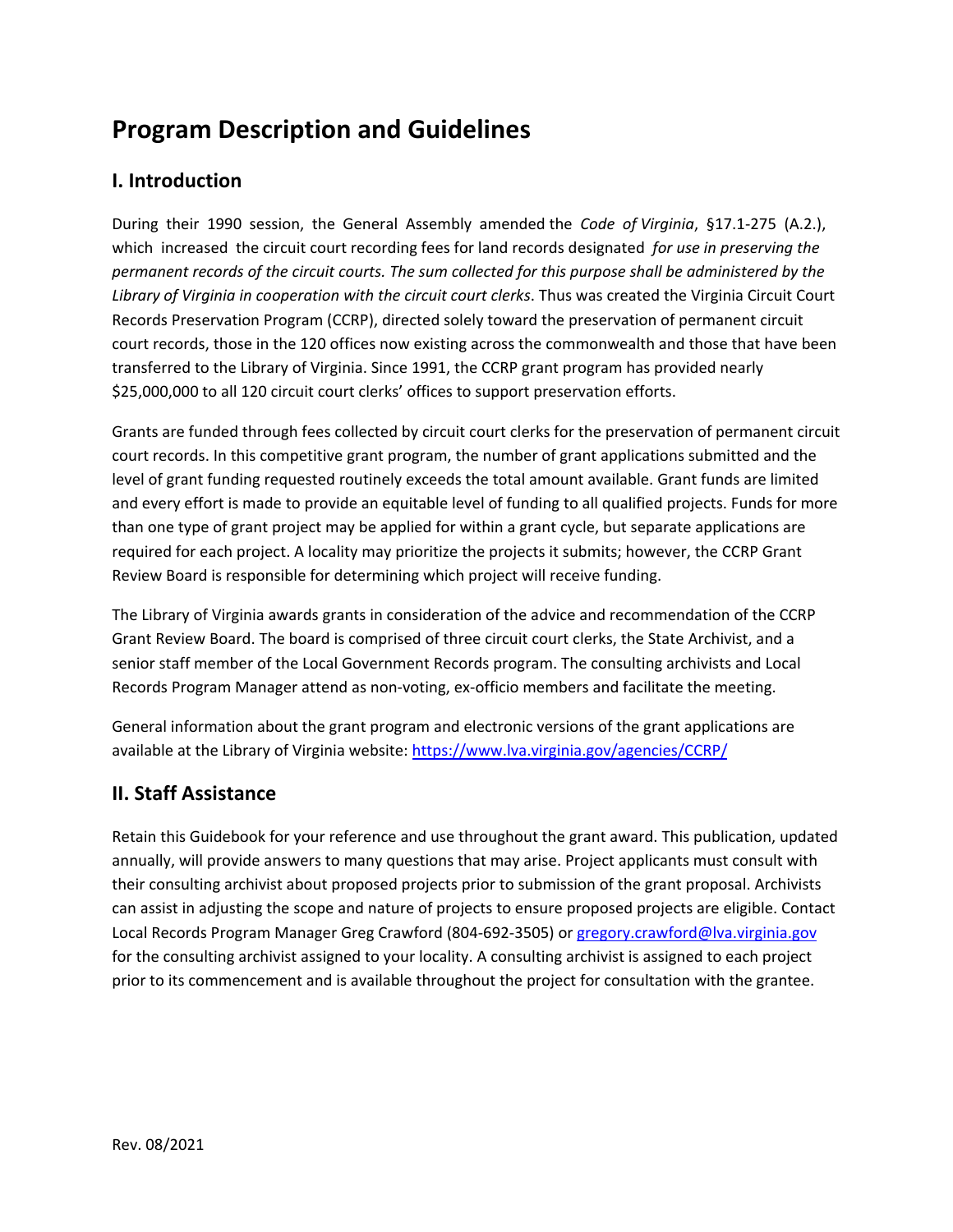# Program Description and Guidelines

## I. Introduction

During their 1990 session, the General Assembly amended the *Code of Virginia*, §17.1-275 (A.2.), which increased the circuit court recording fees for land records designated *for use in preserving the permanent records of the circuit courts. The sum collected for this purpose shall be administered by the Library of Virginia in cooperation with the circuit court clerks*. Thus was created the Virginia Circuit Court Records Preservation Program (CCRP), directed solely toward the preservation of permanent circuit court records, those in the 120 offices now existing across the commonwealth and those that have been transferred to the Library of Virginia. Since 1991, the CCRP grant program has provided nearly $25,000,000 to all 120 circuit court clerks' offices to support preservation efforts.

Grants are funded through fees collected by circuit court clerks for the preservation of permanent circuit court records. In this competitive grant program, the number of grant applications submitted and the level of grant funding requested routinely exceeds the total amount available. Grant funds are limited and every effort is made to provide an equitable level of funding to all qualified projects. Funds for more than one type of grant project may be applied for within a grant cycle, but separate applications are required for each project. A locality may prioritize the projects it submits; however, the CCRP Grant Review Board is responsible for determining which project will receive funding.

The Library of Virginia awards grants in consideration of the advice and recommendation of the CCRP Grant Review Board. The board is comprised of three circuit court clerks, the State Archivist, and a senior staff member of the Local Government Records program. The consulting archivists and Local Records Program Manager attend as non-voting, ex-officio members and facilitate the meeting.

General information about the grant program and electronic versions of the grant applications are available at the Library of Virginia website: [https://www.lva.virginia.gov/agencies/CCRP/](https://www.lva.virginia.gov/agencies/CCRP/)

## II. Staff Assistance

Retain this Guidebook for your reference and use throughout the grant award. This publication, updated annually, will provide answers to many questions that may arise. Project applicants must consult with their consulting archivist about proposed projects prior to submission of the grant proposal. Archivists can assist in adjusting the scope and nature of projects to ensure proposed projects are eligible. Contact Local Records Program Manager Greg Crawford (804-692-3505) or [gregory.crawford@lva.virginia.gov](mailto:gregory.crawford@lva.virginia.gov) for the consulting archivist assigned to your locality. A consulting archivist is assigned to each project prior to its commencement and is available throughout the project for consultation with the grantee.

Rev. 08/2021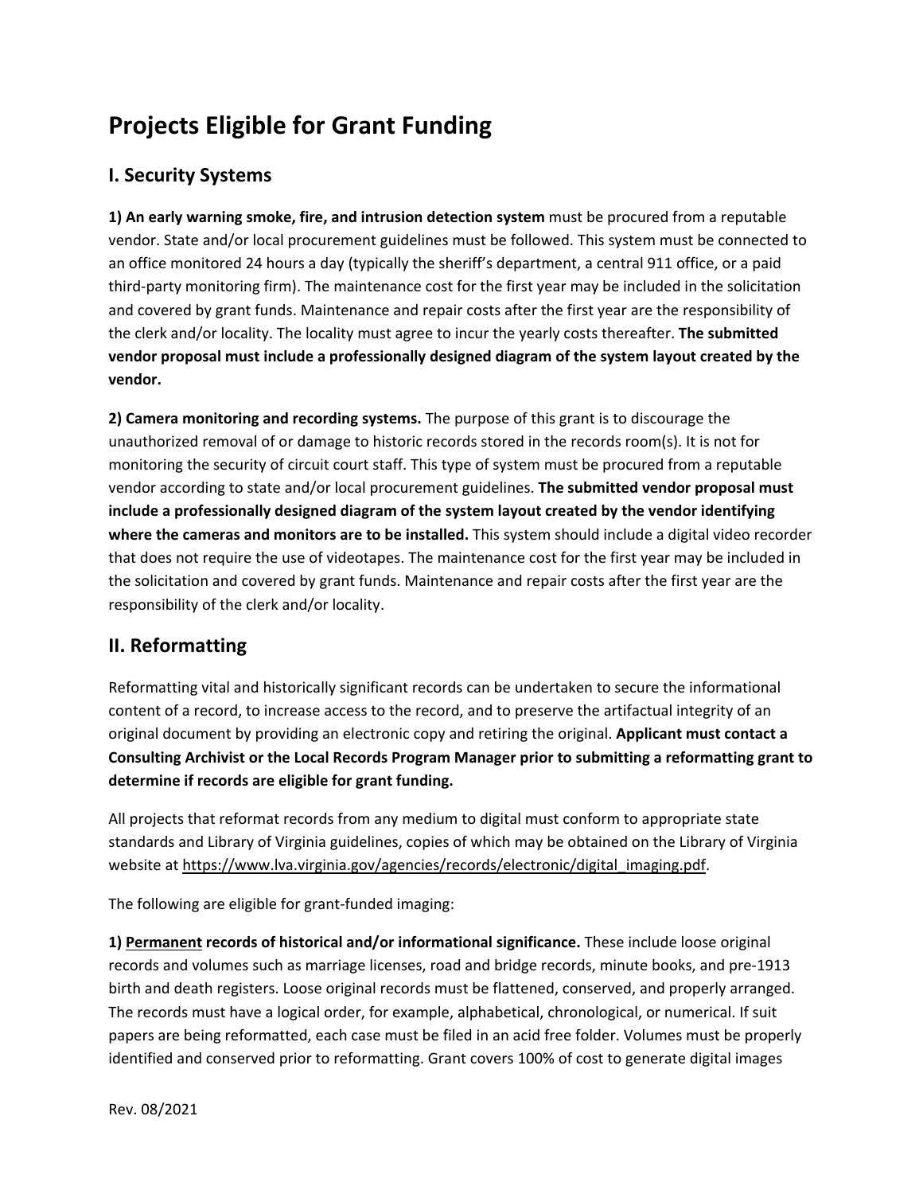# Projects Eligible for Grant Funding

## I. Security Systems

**1) An early warning smoke, fire, and intrusion detection system** must be procured from a reputable vendor. State and/or local procurement guidelines must be followed. This system must be connected to an office monitored 24 hours a day (typically the sheriff's department, a central 911 office, or a paid third-party monitoring firm). The maintenance cost for the first year may be included in the solicitation and covered by grant funds. Maintenance and repair costs after the first year are the responsibility of the clerk and/or locality. The locality must agree to incur the yearly costs thereafter. **The submitted vendor proposal must include a professionally designed diagram of the system layout created by the vendor.**

**2) Camera monitoring and recording systems.** The purpose of this grant is to discourage the unauthorized removal of or damage to historic records stored in the records room(s). It is not for monitoring the security of circuit court staff. This type of system must be procured from a reputable vendor according to state and/or local procurement guidelines. **The submitted vendor proposal must include a professionally designed diagram of the system layout created by the vendor identifying where the cameras and monitors are to be installed.** This system should include a digital video recorder that does not require the use of videotapes. The maintenance cost for the first year may be included in the solicitation and covered by grant funds. Maintenance and repair costs after the first year are the responsibility of the clerk and/or locality.

## II. Reformatting

Reformatting vital and historically significant records can be undertaken to secure the informational content of a record, to increase access to the record, and to preserve the artifactual integrity of an original document by providing an electronic copy and retiring the original. **Applicant must contact a Consulting Archivist or the Local Records Program Manager prior to submitting a reformatting grant to determine if records are eligible for grant funding.**

All projects that reformat records from any medium to digital must conform to appropriate state standards and Library of Virginia guidelines, copies of which may be obtained on the Library of Virginia website at https://www.lva.virginia.gov/agencies/records/electronic/digital_imaging.pdf.

The following are eligible for grant-funded imaging:

**1) <u>Permanent</u> records of historical and/or informational significance.** These include loose original records and volumes such as marriage licenses, road and bridge records, minute books, and pre-1913 birth and death registers. Loose original records must be flattened, conserved, and properly arranged. The records must have a logical order, for example, alphabetical, chronological, or numerical. If suit papers are being reformatted, each case must be filed in an acid free folder. Volumes must be properly identified and conserved prior to reformatting. Grant covers 100% of cost to generate digital images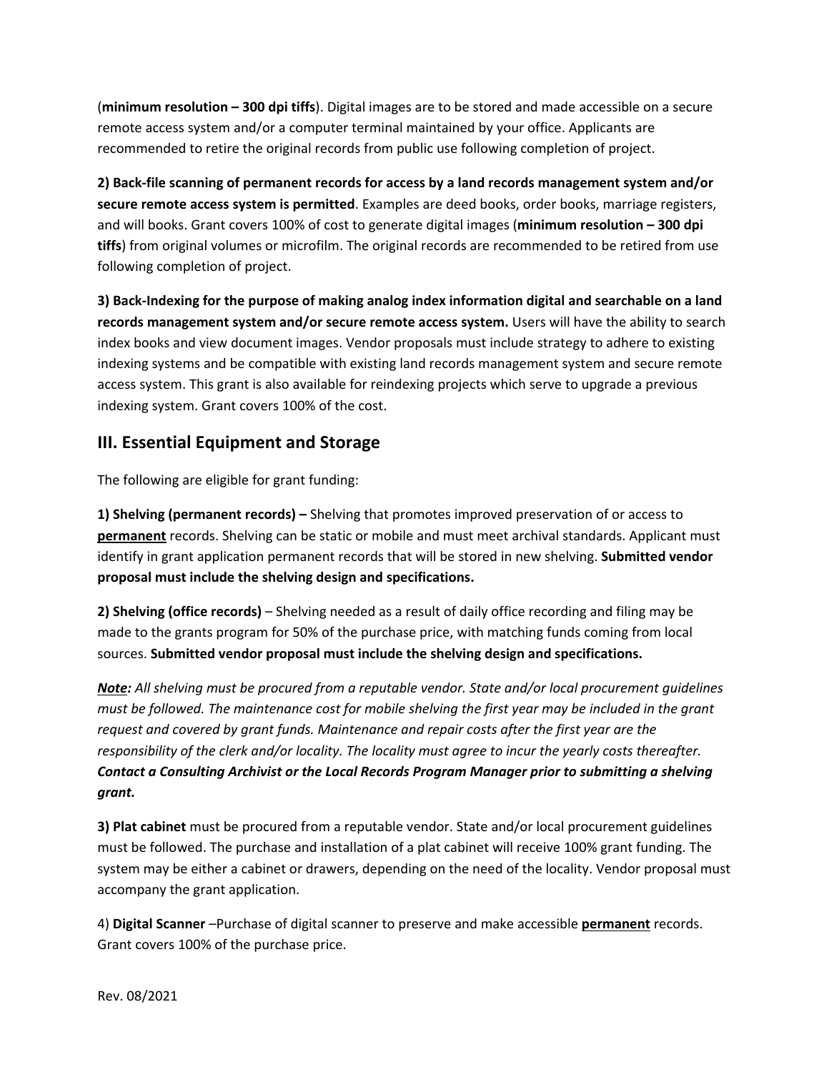(**minimum resolution – 300 dpi tiffs**). Digital images are to be stored and made accessible on a secure remote access system and/or a computer terminal maintained by your office. Applicants are recommended to retire the original records from public use following completion of project.

**2) Back-file scanning of permanent records for access by a land records management system and/or secure remote access system is permitted**. Examples are deed books, order books, marriage registers, and will books. Grant covers 100% of cost to generate digital images (**minimum resolution – 300 dpi tiffs**) from original volumes or microfilm. The original records are recommended to be retired from use following completion of project.

**3) Back-Indexing for the purpose of making analog index information digital and searchable on a land records management system and/or secure remote access system.** Users will have the ability to search index books and view document images. Vendor proposals must include strategy to adhere to existing indexing systems and be compatible with existing land records management system and secure remote access system. This grant is also available for reindexing projects which serve to upgrade a previous indexing system. Grant covers 100% of the cost.

## III. Essential Equipment and Storage

The following are eligible for grant funding:

**1) Shelving (permanent records) –** Shelving that promotes improved preservation of or access to **permanent** records. Shelving can be static or mobile and must meet archival standards. Applicant must identify in grant application permanent records that will be stored in new shelving. **Submitted vendor proposal must include the shelving design and specifications.**

**2) Shelving (office records)** – Shelving needed as a result of daily office recording and filing may be made to the grants program for 50% of the purchase price, with matching funds coming from local sources. **Submitted vendor proposal must include the shelving design and specifications.**

***Note:*** *All shelving must be procured from a reputable vendor. State and/or local procurement guidelines must be followed. The maintenance cost for mobile shelving the first year may be included in the grant request and covered by grant funds. Maintenance and repair costs after the first year are the responsibility of the clerk and/or locality. The locality must agree to incur the yearly costs thereafter.* ***Contact a Consulting Archivist or the Local Records Program Manager prior to submitting a shelving grant.***

**3) Plat cabinet** must be procured from a reputable vendor. State and/or local procurement guidelines must be followed. The purchase and installation of a plat cabinet will receive 100% grant funding. The system may be either a cabinet or drawers, depending on the need of the locality. Vendor proposal must accompany the grant application.

4) **Digital Scanner** –Purchase of digital scanner to preserve and make accessible **permanent** records. Grant covers 100% of the purchase price.

Rev. 08/2021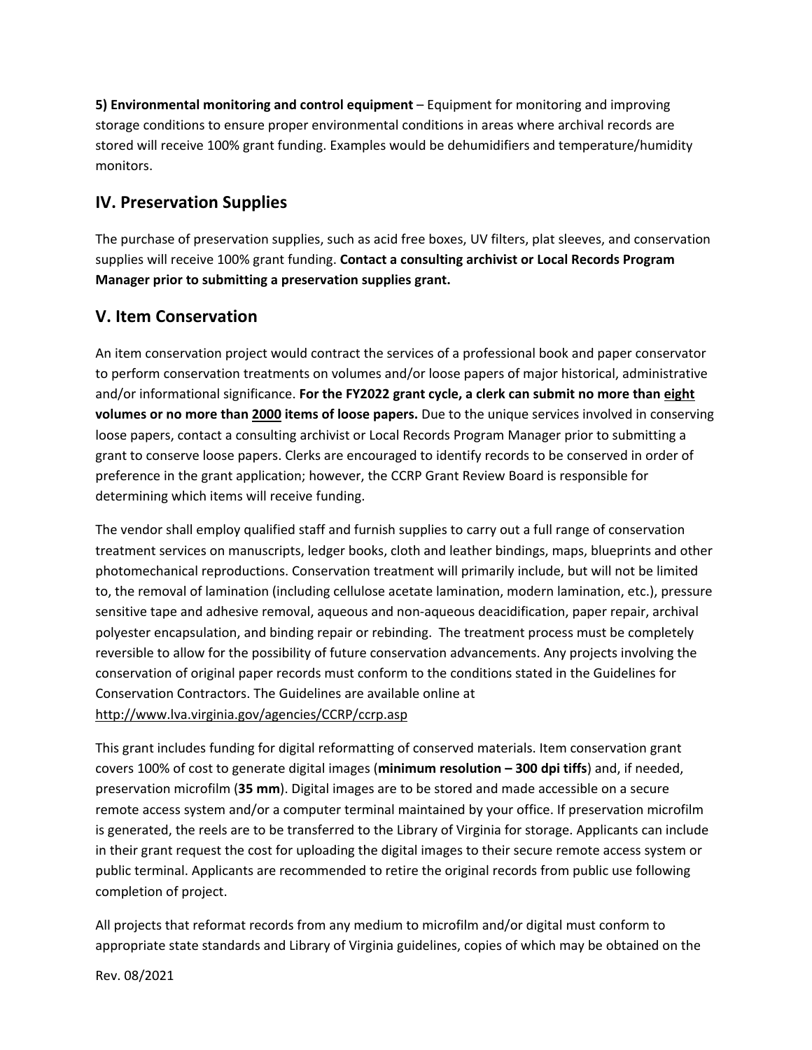**5) Environmental monitoring and control equipment** – Equipment for monitoring and improving storage conditions to ensure proper environmental conditions in areas where archival records are stored will receive 100% grant funding. Examples would be dehumidifiers and temperature/humidity monitors.

## IV. Preservation Supplies

The purchase of preservation supplies, such as acid free boxes, UV filters, plat sleeves, and conservation supplies will receive 100% grant funding. **Contact a consulting archivist or Local Records Program Manager prior to submitting a preservation supplies grant.**

## V. Item Conservation

An item conservation project would contract the services of a professional book and paper conservator to perform conservation treatments on volumes and/or loose papers of major historical, administrative and/or informational significance. **For the FY2022 grant cycle, a clerk can submit no more than <u>eight</u> volumes or no more than <u>2000</u> items of loose papers.** Due to the unique services involved in conserving loose papers, contact a consulting archivist or Local Records Program Manager prior to submitting a grant to conserve loose papers. Clerks are encouraged to identify records to be conserved in order of preference in the grant application; however, the CCRP Grant Review Board is responsible for determining which items will receive funding.

The vendor shall employ qualified staff and furnish supplies to carry out a full range of conservation treatment services on manuscripts, ledger books, cloth and leather bindings, maps, blueprints and other photomechanical reproductions. Conservation treatment will primarily include, but will not be limited to, the removal of lamination (including cellulose acetate lamination, modern lamination, etc.), pressure sensitive tape and adhesive removal, aqueous and non-aqueous deacidification, paper repair, archival polyester encapsulation, and binding repair or rebinding. The treatment process must be completely reversible to allow for the possibility of future conservation advancements. Any projects involving the conservation of original paper records must conform to the conditions stated in the Guidelines for Conservation Contractors. The Guidelines are available online at http://www.lva.virginia.gov/agencies/CCRP/ccrp.asp

This grant includes funding for digital reformatting of conserved materials. Item conservation grant covers 100% of cost to generate digital images (**minimum resolution – 300 dpi tiffs**) and, if needed, preservation microfilm (**35 mm**). Digital images are to be stored and made accessible on a secure remote access system and/or a computer terminal maintained by your office. If preservation microfilm is generated, the reels are to be transferred to the Library of Virginia for storage. Applicants can include in their grant request the cost for uploading the digital images to their secure remote access system or public terminal. Applicants are recommended to retire the original records from public use following completion of project.

All projects that reformat records from any medium to microfilm and/or digital must conform to appropriate state standards and Library of Virginia guidelines, copies of which may be obtained on the

Rev. 08/2021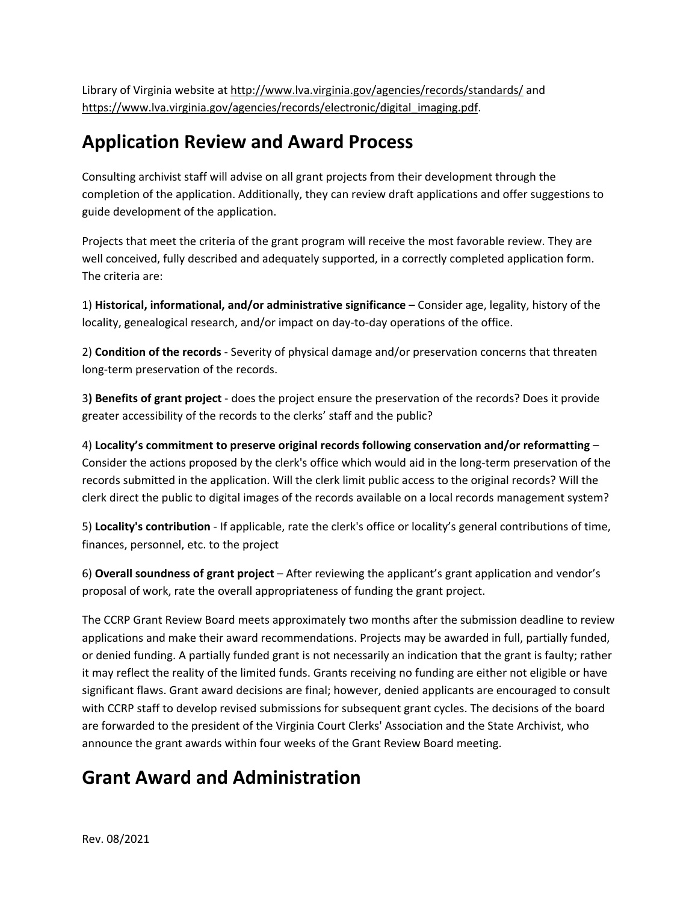Library of Virginia website at http://www.lva.virginia.gov/agencies/records/standards/ and https://www.lva.virginia.gov/agencies/records/electronic/digital_imaging.pdf.

## Application Review and Award Process

Consulting archivist staff will advise on all grant projects from their development through the completion of the application. Additionally, they can review draft applications and offer suggestions to guide development of the application.

Projects that meet the criteria of the grant program will receive the most favorable review. They are well conceived, fully described and adequately supported, in a correctly completed application form. The criteria are:

1) **Historical, informational, and/or administrative significance** – Consider age, legality, history of the locality, genealogical research, and/or impact on day-to-day operations of the office.

2) **Condition of the records** - Severity of physical damage and/or preservation concerns that threaten long-term preservation of the records.

3**) Benefits of grant project** - does the project ensure the preservation of the records? Does it provide greater accessibility of the records to the clerks' staff and the public?

4) **Locality's commitment to preserve original records following conservation and/or reformatting** – Consider the actions proposed by the clerk's office which would aid in the long-term preservation of the records submitted in the application. Will the clerk limit public access to the original records? Will the clerk direct the public to digital images of the records available on a local records management system?

5) **Locality's contribution** - If applicable, rate the clerk's office or locality's general contributions of time, finances, personnel, etc. to the project

6) **Overall soundness of grant project** – After reviewing the applicant's grant application and vendor's proposal of work, rate the overall appropriateness of funding the grant project.

The CCRP Grant Review Board meets approximately two months after the submission deadline to review applications and make their award recommendations. Projects may be awarded in full, partially funded, or denied funding. A partially funded grant is not necessarily an indication that the grant is faulty; rather it may reflect the reality of the limited funds. Grants receiving no funding are either not eligible or have significant flaws. Grant award decisions are final; however, denied applicants are encouraged to consult with CCRP staff to develop revised submissions for subsequent grant cycles. The decisions of the board are forwarded to the president of the Virginia Court Clerks' Association and the State Archivist, who announce the grant awards within four weeks of the Grant Review Board meeting.

## Grant Award and Administration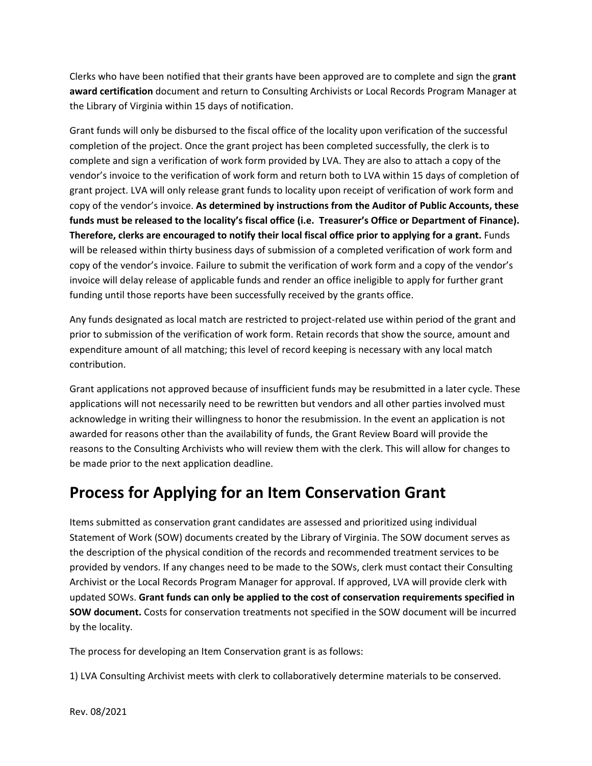Clerks who have been notified that their grants have been approved are to complete and sign the g**rant award certification** document and return to Consulting Archivists or Local Records Program Manager at the Library of Virginia within 15 days of notification.

Grant funds will only be disbursed to the fiscal office of the locality upon verification of the successful completion of the project. Once the grant project has been completed successfully, the clerk is to complete and sign a verification of work form provided by LVA. They are also to attach a copy of the vendor's invoice to the verification of work form and return both to LVA within 15 days of completion of grant project. LVA will only release grant funds to locality upon receipt of verification of work form and copy of the vendor's invoice. **As determined by instructions from the Auditor of Public Accounts, these funds must be released to the locality's fiscal office (i.e. Treasurer's Office or Department of Finance). Therefore, clerks are encouraged to notify their local fiscal office prior to applying for a grant.** Funds will be released within thirty business days of submission of a completed verification of work form and copy of the vendor's invoice. Failure to submit the verification of work form and a copy of the vendor's invoice will delay release of applicable funds and render an office ineligible to apply for further grant funding until those reports have been successfully received by the grants office.

Any funds designated as local match are restricted to project-related use within period of the grant and prior to submission of the verification of work form. Retain records that show the source, amount and expenditure amount of all matching; this level of record keeping is necessary with any local match contribution.

Grant applications not approved because of insufficient funds may be resubmitted in a later cycle. These applications will not necessarily need to be rewritten but vendors and all other parties involved must acknowledge in writing their willingness to honor the resubmission. In the event an application is not awarded for reasons other than the availability of funds, the Grant Review Board will provide the reasons to the Consulting Archivists who will review them with the clerk. This will allow for changes to be made prior to the next application deadline.

# Process for Applying for an Item Conservation Grant

Items submitted as conservation grant candidates are assessed and prioritized using individual Statement of Work (SOW) documents created by the Library of Virginia. The SOW document serves as the description of the physical condition of the records and recommended treatment services to be provided by vendors. If any changes need to be made to the SOWs, clerk must contact their Consulting Archivist or the Local Records Program Manager for approval. If approved, LVA will provide clerk with updated SOWs. **Grant funds can only be applied to the cost of conservation requirements specified in SOW document.** Costs for conservation treatments not specified in the SOW document will be incurred by the locality.

The process for developing an Item Conservation grant is as follows:

1) LVA Consulting Archivist meets with clerk to collaboratively determine materials to be conserved.

Rev. 08/2021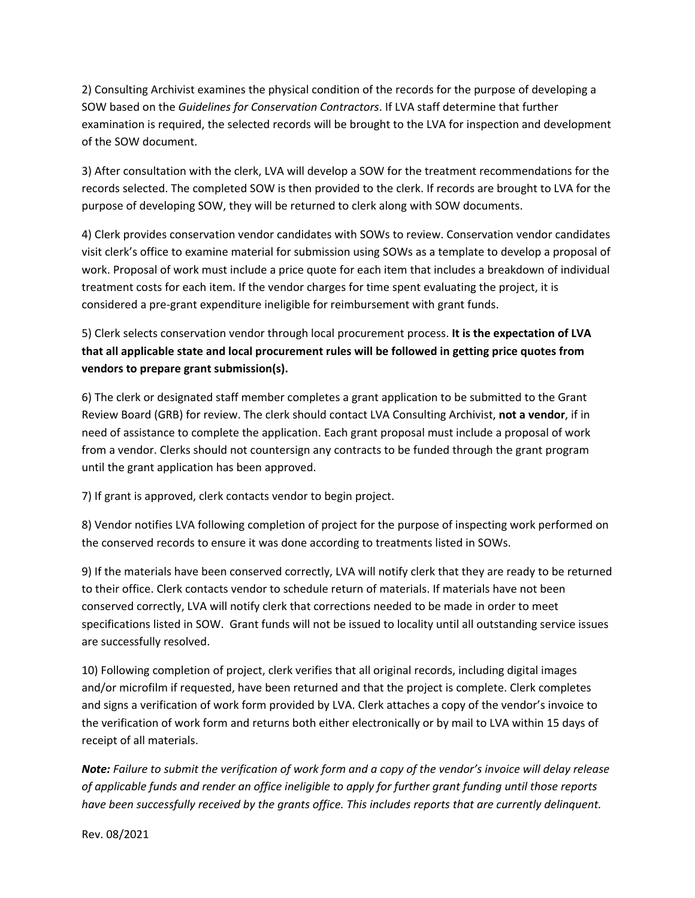2) Consulting Archivist examines the physical condition of the records for the purpose of developing a SOW based on the *Guidelines for Conservation Contractors*. If LVA staff determine that further examination is required, the selected records will be brought to the LVA for inspection and development of the SOW document.

3) After consultation with the clerk, LVA will develop a SOW for the treatment recommendations for the records selected. The completed SOW is then provided to the clerk. If records are brought to LVA for the purpose of developing SOW, they will be returned to clerk along with SOW documents.

4) Clerk provides conservation vendor candidates with SOWs to review. Conservation vendor candidates visit clerk's office to examine material for submission using SOWs as a template to develop a proposal of work. Proposal of work must include a price quote for each item that includes a breakdown of individual treatment costs for each item. If the vendor charges for time spent evaluating the project, it is considered a pre-grant expenditure ineligible for reimbursement with grant funds.

5) Clerk selects conservation vendor through local procurement process. **It is the expectation of LVA that all applicable state and local procurement rules will be followed in getting price quotes from vendors to prepare grant submission(s).**

6) The clerk or designated staff member completes a grant application to be submitted to the Grant Review Board (GRB) for review. The clerk should contact LVA Consulting Archivist, **not a vendor**, if in need of assistance to complete the application. Each grant proposal must include a proposal of work from a vendor. Clerks should not countersign any contracts to be funded through the grant program until the grant application has been approved.

7) If grant is approved, clerk contacts vendor to begin project.

8) Vendor notifies LVA following completion of project for the purpose of inspecting work performed on the conserved records to ensure it was done according to treatments listed in SOWs.

9) If the materials have been conserved correctly, LVA will notify clerk that they are ready to be returned to their office. Clerk contacts vendor to schedule return of materials. If materials have not been conserved correctly, LVA will notify clerk that corrections needed to be made in order to meet specifications listed in SOW. Grant funds will not be issued to locality until all outstanding service issues are successfully resolved.

10) Following completion of project, clerk verifies that all original records, including digital images and/or microfilm if requested, have been returned and that the project is complete. Clerk completes and signs a verification of work form provided by LVA. Clerk attaches a copy of the vendor's invoice to the verification of work form and returns both either electronically or by mail to LVA within 15 days of receipt of all materials.

***Note:*** *Failure to submit the verification of work form and a copy of the vendor's invoice will delay release of applicable funds and render an office ineligible to apply for further grant funding until those reports have been successfully received by the grants office. This includes reports that are currently delinquent.*

Rev. 08/2021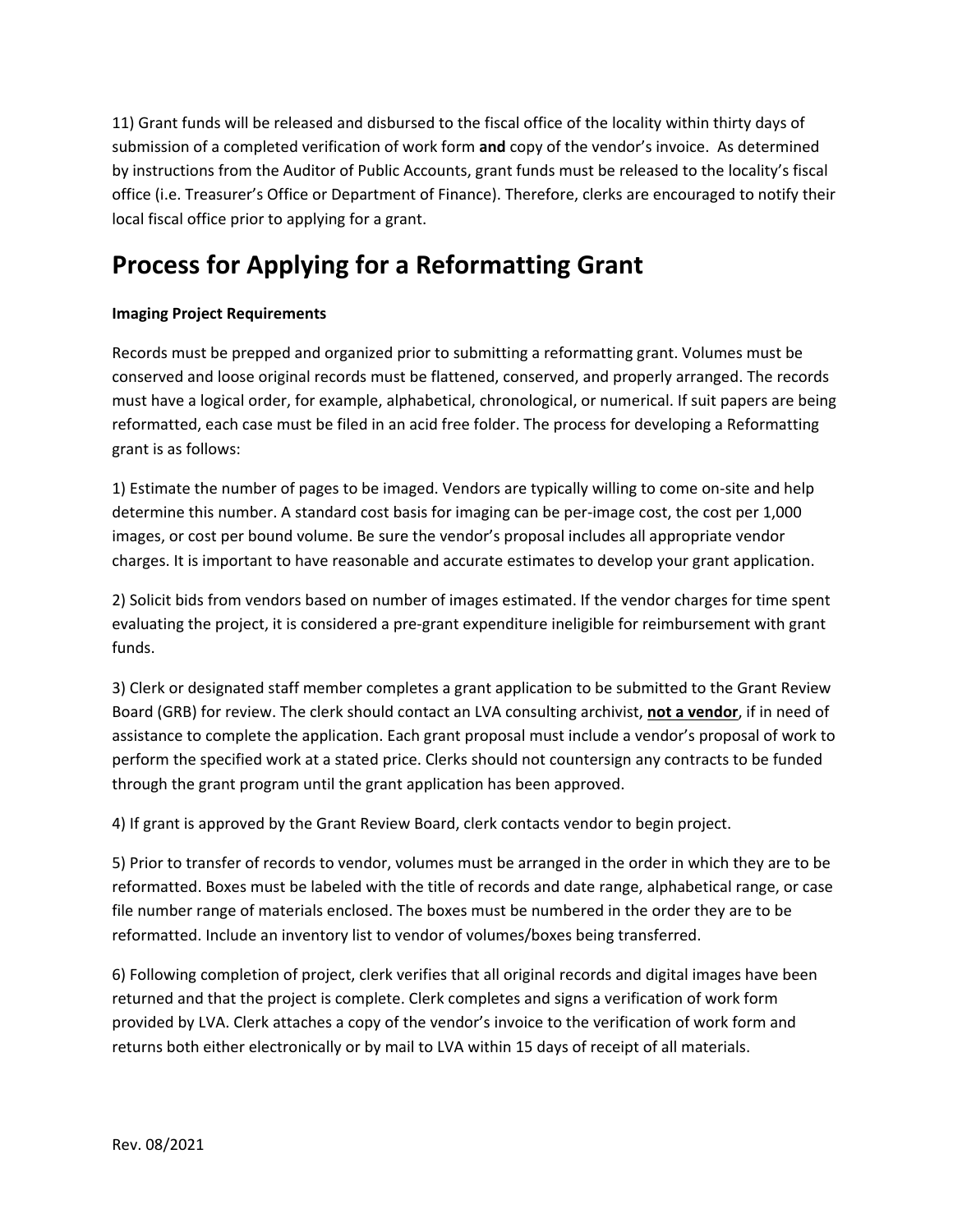11) Grant funds will be released and disbursed to the fiscal office of the locality within thirty days of submission of a completed verification of work form **and** copy of the vendor's invoice. As determined by instructions from the Auditor of Public Accounts, grant funds must be released to the locality's fiscal office (i.e. Treasurer's Office or Department of Finance). Therefore, clerks are encouraged to notify their local fiscal office prior to applying for a grant.

# Process for Applying for a Reformatting Grant

**Imaging Project Requirements**

Records must be prepped and organized prior to submitting a reformatting grant. Volumes must be conserved and loose original records must be flattened, conserved, and properly arranged. The records must have a logical order, for example, alphabetical, chronological, or numerical. If suit papers are being reformatted, each case must be filed in an acid free folder. The process for developing a Reformatting grant is as follows:

1) Estimate the number of pages to be imaged. Vendors are typically willing to come on-site and help determine this number. A standard cost basis for imaging can be per-image cost, the cost per 1,000 images, or cost per bound volume. Be sure the vendor's proposal includes all appropriate vendor charges. It is important to have reasonable and accurate estimates to develop your grant application.

2) Solicit bids from vendors based on number of images estimated. If the vendor charges for time spent evaluating the project, it is considered a pre-grant expenditure ineligible for reimbursement with grant funds.

3) Clerk or designated staff member completes a grant application to be submitted to the Grant Review Board (GRB) for review. The clerk should contact an LVA consulting archivist, **not a vendor**, if in need of assistance to complete the application. Each grant proposal must include a vendor's proposal of work to perform the specified work at a stated price. Clerks should not countersign any contracts to be funded through the grant program until the grant application has been approved.

4) If grant is approved by the Grant Review Board, clerk contacts vendor to begin project.

5) Prior to transfer of records to vendor, volumes must be arranged in the order in which they are to be reformatted. Boxes must be labeled with the title of records and date range, alphabetical range, or case file number range of materials enclosed. The boxes must be numbered in the order they are to be reformatted. Include an inventory list to vendor of volumes/boxes being transferred.

6) Following completion of project, clerk verifies that all original records and digital images have been returned and that the project is complete. Clerk completes and signs a verification of work form provided by LVA. Clerk attaches a copy of the vendor's invoice to the verification of work form and returns both either electronically or by mail to LVA within 15 days of receipt of all materials.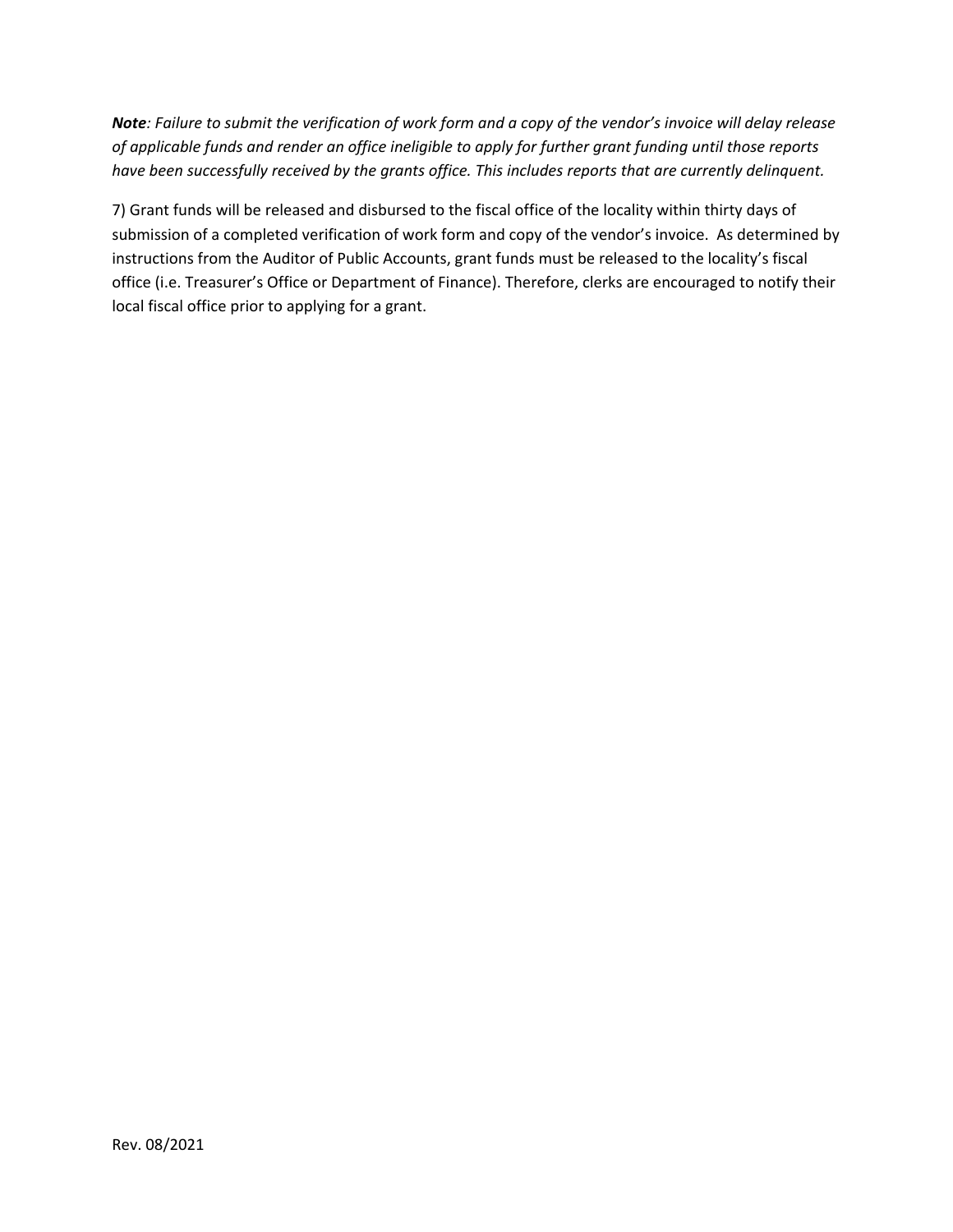***Note**: Failure to submit the verification of work form and a copy of the vendor's invoice will delay release of applicable funds and render an office ineligible to apply for further grant funding until those reports have been successfully received by the grants office. This includes reports that are currently delinquent.*

7) Grant funds will be released and disbursed to the fiscal office of the locality within thirty days of submission of a completed verification of work form and copy of the vendor's invoice. As determined by instructions from the Auditor of Public Accounts, grant funds must be released to the locality's fiscal office (i.e. Treasurer's Office or Department of Finance). Therefore, clerks are encouraged to notify their local fiscal office prior to applying for a grant.

Rev. 08/2021